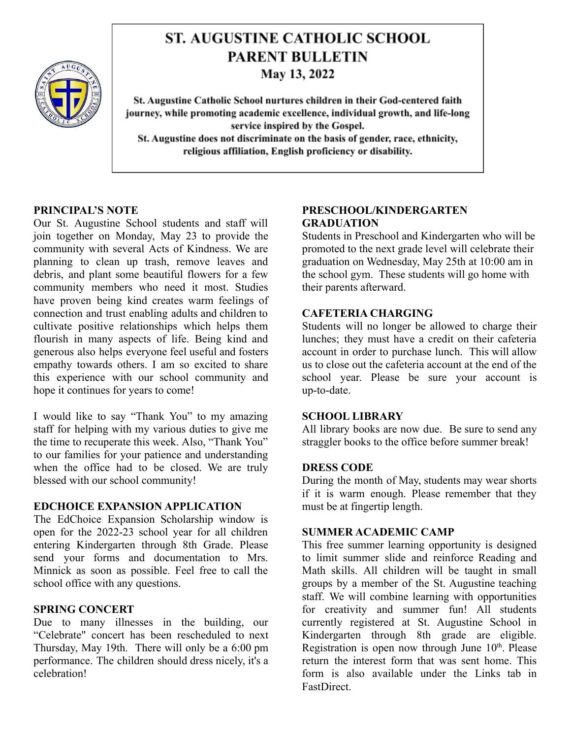# ST. AUGUSTINE CATHOLIC SCHOOL
## PARENT BULLETIN
### May 13, 2022

**St. Augustine Catholic School nurtures children in their God-centered faith journey, while promoting academic excellence, individual growth, and life-long service inspired by the Gospel.**
**St. Augustine does not discriminate on the basis of gender, race, ethnicity, religious affiliation, English proficiency or disability.**

**PRINCIPAL'S NOTE**

Our St. Augustine School students and staff will join together on Monday, May 23 to provide the community with several Acts of Kindness. We are planning to clean up trash, remove leaves and debris, and plant some beautiful flowers for a few community members who need it most. Studies have proven being kind creates warm feelings of connection and trust enabling adults and children to cultivate positive relationships which helps them flourish in many aspects of life. Being kind and generous also helps everyone feel useful and fosters empathy towards others. I am so excited to share this experience with our school community and hope it continues for years to come!

I would like to say "Thank You" to my amazing staff for helping with my various duties to give me the time to recuperate this week. Also, "Thank You" to our families for your patience and understanding when the office had to be closed. We are truly blessed with our school community!

**EDCHOICE EXPANSION APPLICATION**

The EdChoice Expansion Scholarship window is open for the 2022-23 school year for all children entering Kindergarten through 8th Grade. Please send your forms and documentation to Mrs. Minnick as soon as possible. Feel free to call the school office with any questions.

**SPRING CONCERT**

Due to many illnesses in the building, our "Celebrate" concert has been rescheduled to next Thursday, May 19th. There will only be a 6:00 pm performance. The children should dress nicely, it's a celebration!

**PRESCHOOL/KINDERGARTEN GRADUATION**

Students in Preschool and Kindergarten who will be promoted to the next grade level will celebrate their graduation on Wednesday, May 25th at 10:00 am in the school gym. These students will go home with their parents afterward.

**CAFETERIA CHARGING**

Students will no longer be allowed to charge their lunches; they must have a credit on their cafeteria account in order to purchase lunch. This will allow us to close out the cafeteria account at the end of the school year. Please be sure your account is up-to-date.

**SCHOOL LIBRARY**

All library books are now due. Be sure to send any straggler books to the office before summer break!

**DRESS CODE**

During the month of May, students may wear shorts if it is warm enough. Please remember that they must be at fingertip length.

**SUMMER ACADEMIC CAMP**

This free summer learning opportunity is designed to limit summer slide and reinforce Reading and Math skills. All children will be taught in small groups by a member of the St. Augustine teaching staff. We will combine learning with opportunities for creativity and summer fun! All students currently registered at St. Augustine School in Kindergarten through 8th grade are eligible. Registration is open now through June 10th. Please return the interest form that was sent home. This form is also available under the Links tab in FastDirect.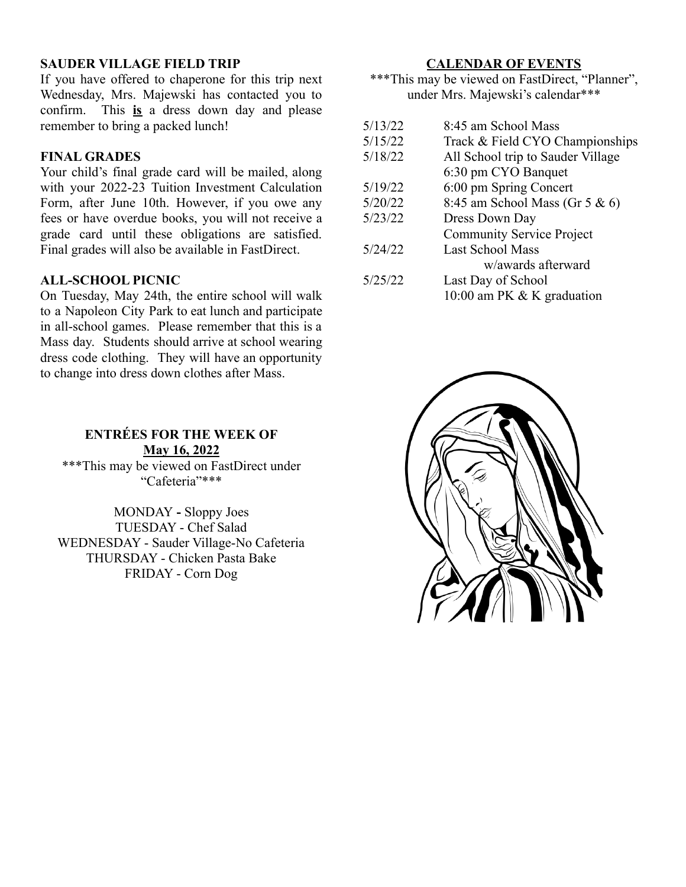## SAUDER VILLAGE FIELD TRIP

If you have offered to chaperone for this trip next Wednesday, Mrs. Majewski has contacted you to confirm. This **is** a dress down day and please remember to bring a packed lunch!

## FINAL GRADES

Your child's final grade card will be mailed, along with your 2022-23 Tuition Investment Calculation Form, after June 10th. However, if you owe any fees or have overdue books, you will not receive a grade card until these obligations are satisfied. Final grades will also be available in FastDirect.

## ALL-SCHOOL PICNIC

On Tuesday, May 24th, the entire school will walk to a Napoleon City Park to eat lunch and participate in all-school games. Please remember that this is a Mass day. Students should arrive at school wearing dress code clothing. They will have an opportunity to change into dress down clothes after Mass.

## ENTRÉES FOR THE WEEK OF May 16, 2022

\*\*\*This may be viewed on FastDirect under "Cafeteria"\*\*\*

MONDAY - Sloppy Joes
TUESDAY - Chef Salad
WEDNESDAY - Sauder Village-No Cafeteria
THURSDAY - Chicken Pasta Bake
FRIDAY - Corn Dog

## CALENDAR OF EVENTS

\*\*\*This may be viewed on FastDirect, "Planner", under Mrs. Majewski's calendar\*\*\*

| | |
|---|---|
| 5/13/22 | 8:45 am School Mass |
| 5/15/22 | Track & Field CYO Championships |
| 5/18/22 | All School trip to Sauder Village<br>6:30 pm CYO Banquet |
| 5/19/22 | 6:00 pm Spring Concert |
| 5/20/22 | 8:45 am School Mass (Gr 5 & 6) |
| 5/23/22 | Dress Down Day<br>Community Service Project |
| 5/24/22 | Last School Mass w/awards afterward |
| 5/25/22 | Last Day of School<br>10:00 am PK & K graduation |